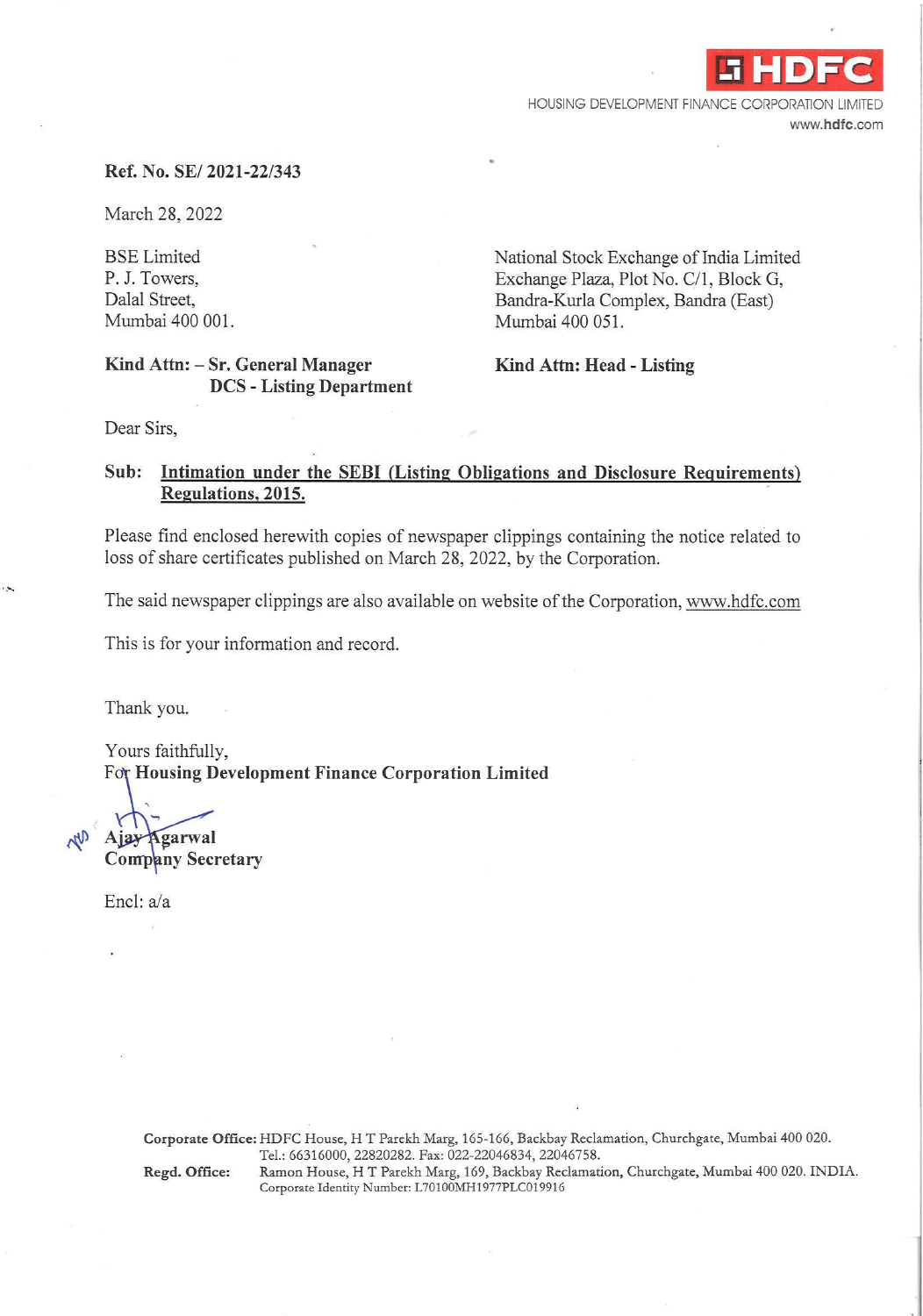HDFC

HOUSING DEVELOPMENT FINANCE CORPORATION LIMITED
www.hdfc.com

**Ref. No. SE/ 2021-22/343**

March 28, 2022

BSE Limited
P. J. Towers,
Dalal Street,
Mumbai 400 001.

**Kind Attn: – Sr. General Manager**
**DCS - Listing Department**

National Stock Exchange of India Limited
Exchange Plaza, Plot No. C/1, Block G,
Bandra-Kurla Complex, Bandra (East)
Mumbai 400 051.

**Kind Attn: Head - Listing**

Dear Sirs,

**Sub: Intimation under the SEBI (Listing Obligations and Disclosure Requirements) Regulations, 2015.**

Please find enclosed herewith copies of newspaper clippings containing the notice related to loss of share certificates published on March 28, 2022, by the Corporation.

The said newspaper clippings are also available on website of the Corporation, www.hdfc.com

This is for your information and record.

Thank you.

Yours faithfully,
For **Housing Development Finance Corporation Limited**

**Ajay Agarwal**
**Company Secretary**

Encl: a/a

**Corporate Office:** HDFC House, H T Parekh Marg, 165-166, Backbay Reclamation, Churchgate, Mumbai 400 020. Tel.: 66316000, 22820282. Fax: 022-22046834, 22046758.
**Regd. Office:** Ramon House, H T Parekh Marg, 169, Backbay Reclamation, Churchgate, Mumbai 400 020. INDIA. Corporate Identity Number: L70100MH1977PLC019916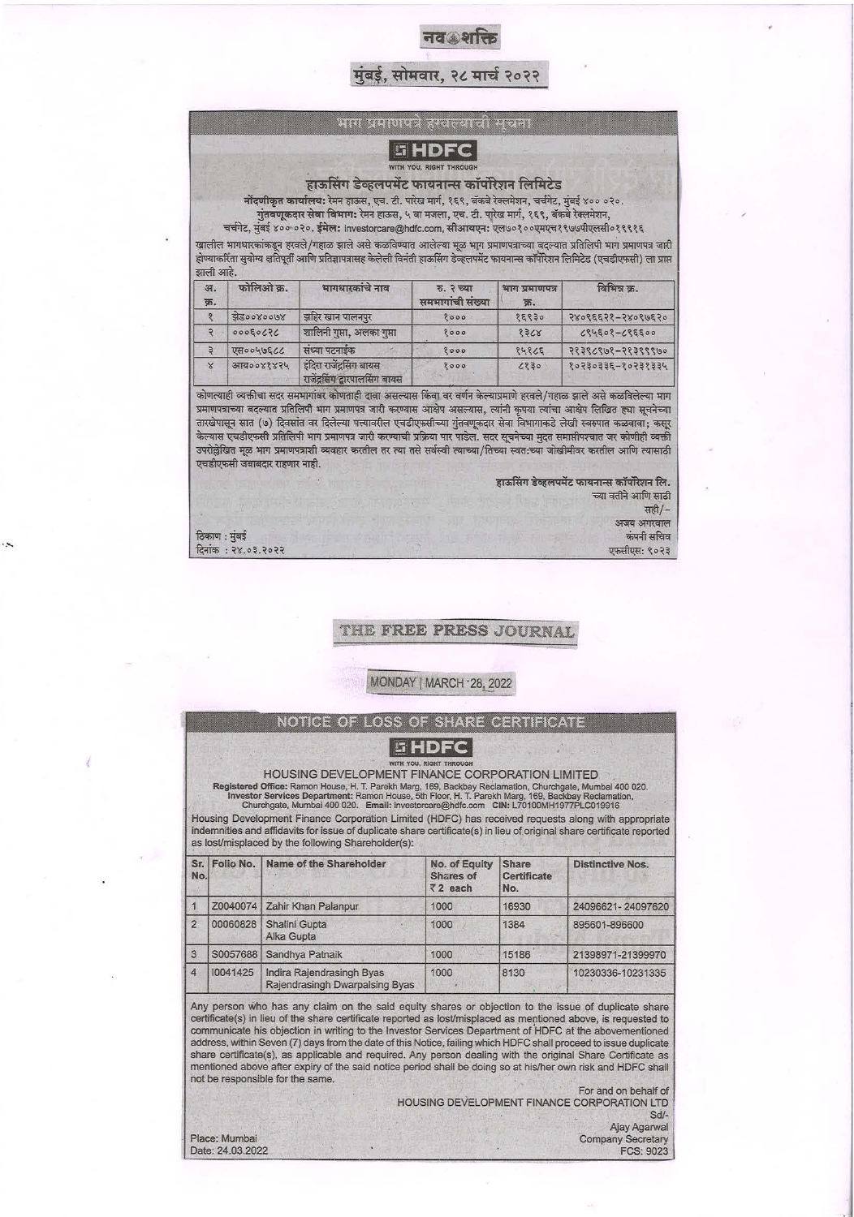नवशक्ति

मुंबई, सोमवार, २८ मार्च २०२२

## भाग प्रमाणपत्रे हरवल्याची सूचना

**HDFC**

WITH YOU, RIGHT THROUGH

### हाऊसिंग डेव्हलपमेंट फायनान्स कॉर्पोरेशन लिमिटेड

**नोंदणीकृत कार्यालयः** रेमन हाऊस, एच. टी. पारेख मार्ग, १६९, बॅकबे रेक्लमेशन, चर्चगेट, मुंबई ४०० ०२०.
**गुंतवणूकदार सेवा विभागः** रेमन हाऊस, ५ वा मजला, एच. टी. पारेख मार्ग, १६९, बॅकबे रेक्लमेशन, चर्चगेट, मुंबई ४०० ०२०. **ईमेलः** investorcare@hdfc.com, **सीआयएनः** एल७०१००एमएच१९७७पीएलसी०१९९१६

खालील भागधारकांकडून हरवले/गहाळ झाले असे कळविण्यात आलेल्या मूळ भाग प्रमाणपत्राच्या बदल्यात प्रतिलिपी भाग प्रमाणपत्र जारी होण्याकरिता सुयोग्य क्षतिपूर्ती आणि प्रतिज्ञापत्रासह केलेली विनंती हाऊसिंग डेव्हलपमेंट फायनान्स कॉर्पोरेशन लिमिटेड (एचडीएफसी) ला प्राप्त झाली आहे.

| अ. क्र. | फोलिओ क्र. | भागधारकांचे नाव | रु. २ च्या समभागांची संख्या | भाग प्रमाणपत्र क्र. | विभिन्न क्र. |
|---|---|---|---|---|---|
| १ | झेड००४००७४ | झहिर खान पालनपुर | १००० | १६९३० | २४०९६६२१-२४०९७६२० |
| २ | ०००६०८२८ | शालिनी गुप्ता, अलका गुप्ता | १००० | १३८४ | ८९५६०१-८९६६०० |
| ३ | एस०००५७६८८ | संध्या पटनाईक | १००० | १५१८६ | २१३९८९७१-२१३९९९७० |
| ४ | आय००४१४२५ | इंदिरा राजेंद्रसिंग बायस राजेंद्रसिंग द्वारपालसिंग बायस | १००० | ८१३० | १०२३०३३६-१०२३१३३५ |

कोणत्याही व्यक्तीचा सदर समभागांवर कोणताही दावा असल्यास किंवा वर वर्णन केल्याप्रमाणे हरवले/गहाळ झाले असे कळविलेल्या भाग प्रमाणपत्राच्या बदल्यात प्रतिलिपी भाग प्रमाणपत्र जारी करण्यास आक्षेप असल्यास, त्यांनी कृपया त्यांचा आक्षेप लिखित ह्या सूचनेच्या तारखेपासून सात (७) दिवसांत वर दिलेल्या पत्त्यावरील एचडीएफसीच्या गुंतवणूकदार सेवा विभागाकडे लेखी स्वरुपात कळवावा; कसूर केल्यास एचडीएफसी प्रतिलिपी भाग प्रमाणपत्र जारी करण्याची प्रक्रिया पार पाडेल. सदर सूचनेच्या मुदत समाप्तीपश्चात जर कोणीही व्यक्ती उपरोल्लेखित मूळ भाग प्रमाणपत्राशी व्यवहार करतील तर त्या तसे सर्वस्वी त्याच्या/तिच्या स्वतःच्या जोखीमीवर करतील आणि त्यासाठी एचडीएफसी जबाबदार राहणार नाही.

**हाऊसिंग डेव्हलपमेंट फायनान्स कॉर्पोरेशन लि.**
च्या वतीने आणि साठी
सही/-
अजय अगरवाल
कंपनी सचिव
एफसीएस: ९०२३

ठिकाण : मुंबई
दिनांक : २४.०३.२०२२

---

THE FREE PRESS JOURNAL

MONDAY | MARCH 28, 2022

## NOTICE OF LOSS OF SHARE CERTIFICATE

**HDFC**

WITH YOU, RIGHT THROUGH

### HOUSING DEVELOPMENT FINANCE CORPORATION LIMITED

**Registered Office:** Ramon House, H. T. Parekh Marg, 169, Backbay Reclamation, Churchgate, Mumbai 400 020.
**Investor Services Department:** Ramon House, 5th Floor, H. T. Parekh Marg, 169, Backbay Reclamation, Churchgate, Mumbai 400 020. **Email:** investorcare@hdfc.com **CIN:** L70100MH1977PLC019916

Housing Development Finance Corporation Limited (HDFC) has received requests along with appropriate indemnities and affidavits for issue of duplicate share certificate(s) in lieu of original share certificate reported as lost/misplaced by the following Shareholder(s):

| Sr. No. | Folio No. | Name of the Shareholder | No. of Equity Shares of ₹ 2 each | Share Certificate No. | Distinctive Nos. |
|---|---|---|---|---|---|
| 1 | Z0040074 | Zahir Khan Palanpur | 1000 | 16930 | 24096621- 24097620 |
| 2 | 00060828 | Shalini Gupta, Alka Gupta | 1000 | 1384 | 895601-896600 |
| 3 | S0057688 | Sandhya Patnaik | 1000 | 15186 | 21398971-21399970 |
| 4 | I0041425 | Indira Rajendrasingh Byas, Rajendrasingh Dwarpalsing Byas | 1000 | 8130 | 10230336-10231335 |

Any person who has any claim on the said equity shares or objection to the issue of duplicate share certificate(s) in lieu of the share certificate reported as lost/misplaced as mentioned above, is requested to communicate his objection in writing to the Investor Services Department of HDFC at the abovementioned address, within Seven (7) days from the date of this Notice, failing which HDFC shall proceed to issue duplicate share certificate(s), as applicable and required. Any person dealing with the original Share Certificate as mentioned above after expiry of the said notice period shall be doing so at his/her own risk and HDFC shall not be responsible for the same.

For and on behalf of
HOUSING DEVELOPMENT FINANCE CORPORATION LTD
Sd/-
Ajay Agarwal
Company Secretary
FCS: 9023

Place: Mumbai
Date: 24.03.2022